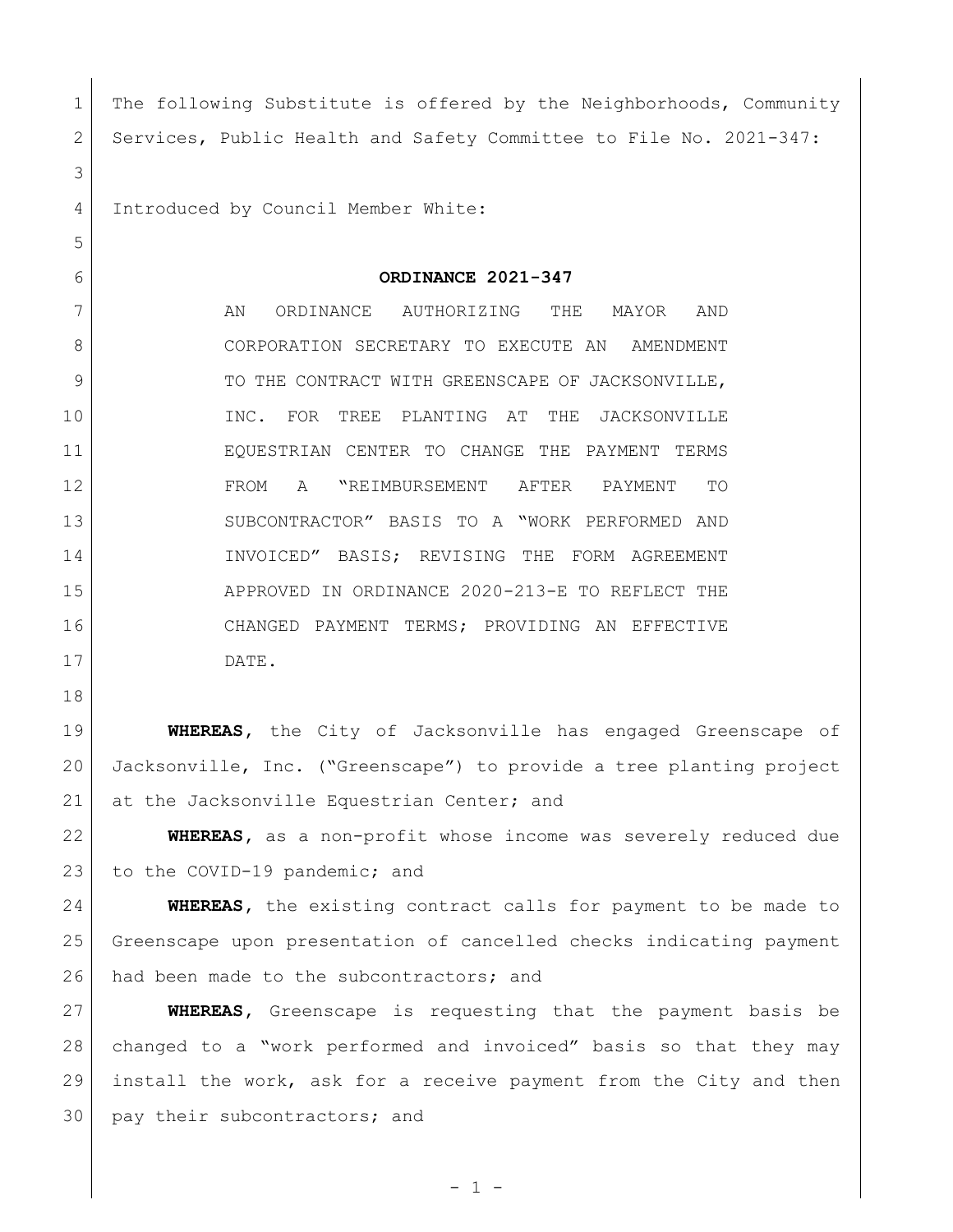The following Substitute is offered by the Neighborhoods, Community Services, Public Health and Safety Committee to File No. 2021-347:

Introduced by Council Member White:

**ORDINANCE 2021-347**

AN ORDINANCE AUTHORIZING THE MAYOR AND CORPORATION SECRETARY TO EXECUTE AN AMENDMENT TO THE CONTRACT WITH GREENSCAPE OF JACKSONVILLE, INC. FOR TREE PLANTING AT THE JACKSONVILLE EQUESTRIAN CENTER TO CHANGE THE PAYMENT TERMS FROM A "REIMBURSEMENT AFTER PAYMENT TO SUBCONTRACTOR" BASIS TO A "WORK PERFORMED AND INVOICED" BASIS; REVISING THE FORM AGREEMENT APPROVED IN ORDINANCE 2020-213-E TO REFLECT THE CHANGED PAYMENT TERMS; PROVIDING AN EFFECTIVE DATE.

**WHEREAS**, the City of Jacksonville has engaged Greenscape of Jacksonville, Inc. ("Greenscape") to provide a tree planting project at the Jacksonville Equestrian Center; and

**WHEREAS**, as a non-profit whose income was severely reduced due to the COVID-19 pandemic; and

**WHEREAS**, the existing contract calls for payment to be made to Greenscape upon presentation of cancelled checks indicating payment had been made to the subcontractors; and

**WHEREAS**, Greenscape is requesting that the payment basis be changed to a "work performed and invoiced" basis so that they may install the work, ask for a receive payment from the City and then pay their subcontractors; and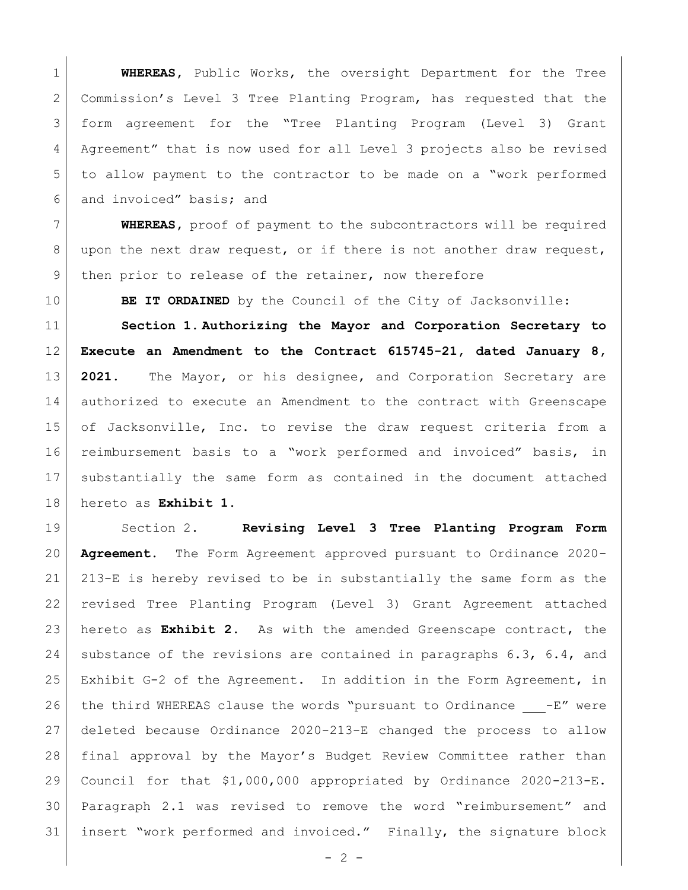**WHEREAS**, Public Works, the oversight Department for the Tree Commission's Level 3 Tree Planting Program, has requested that the form agreement for the "Tree Planting Program (Level 3) Grant Agreement" that is now used for all Level 3 projects also be revised to allow payment to the contractor to be made on a "work performed and invoiced" basis; and

**WHEREAS**, proof of payment to the subcontractors will be required upon the next draw request, or if there is not another draw request, then prior to release of the retainer, now therefore

**BE IT ORDAINED** by the Council of the City of Jacksonville:

**Section 1. Authorizing the Mayor and Corporation Secretary to Execute an Amendment to the Contract 615745-21, dated January 8, 2021.** The Mayor, or his designee, and Corporation Secretary are authorized to execute an Amendment to the contract with Greenscape of Jacksonville, Inc. to revise the draw request criteria from a reimbursement basis to a "work performed and invoiced" basis, in substantially the same form as contained in the document attached hereto as **Exhibit 1**.

Section 2. **Revising Level 3 Tree Planting Program Form Agreement.** The Form Agreement approved pursuant to Ordinance 2020-213-E is hereby revised to be in substantially the same form as the revised Tree Planting Program (Level 3) Grant Agreement attached hereto as **Exhibit 2**. As with the amended Greenscape contract, the substance of the revisions are contained in paragraphs 6.3, 6.4, and Exhibit G-2 of the Agreement. In addition in the Form Agreement, in the third WHEREAS clause the words "pursuant to Ordinance \_\_\_-E" were deleted because Ordinance 2020-213-E changed the process to allow final approval by the Mayor's Budget Review Committee rather than Council for that $1,000,000 appropriated by Ordinance 2020-213-E. Paragraph 2.1 was revised to remove the word "reimbursement" and insert "work performed and invoiced." Finally, the signature block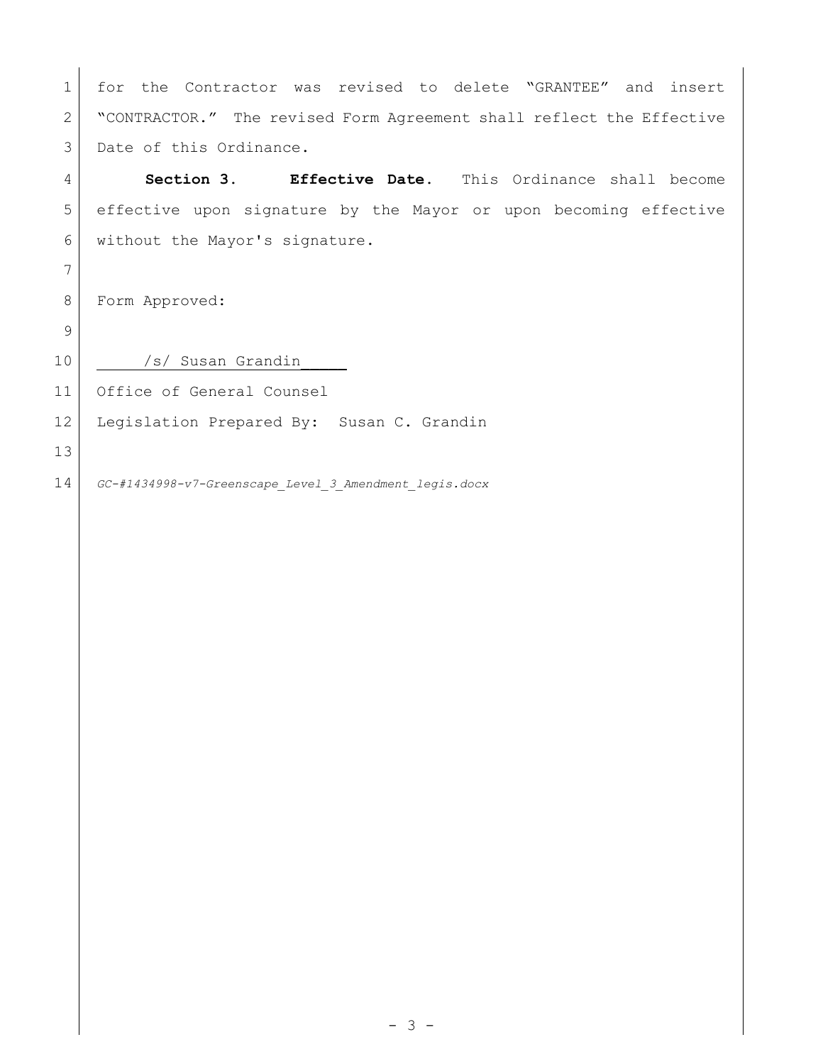for the Contractor was revised to delete "GRANTEE" and insert "CONTRACTOR." The revised Form Agreement shall reflect the Effective Date of this Ordinance.

**Section 3. Effective Date.** This Ordinance shall become effective upon signature by the Mayor or upon becoming effective without the Mayor's signature.

Form Approved:

/s/ Susan Grandin

Office of General Counsel

Legislation Prepared By: Susan C. Grandin

*GC-#1434998-v7-Greenscape_Level_3_Amendment_legis.docx*